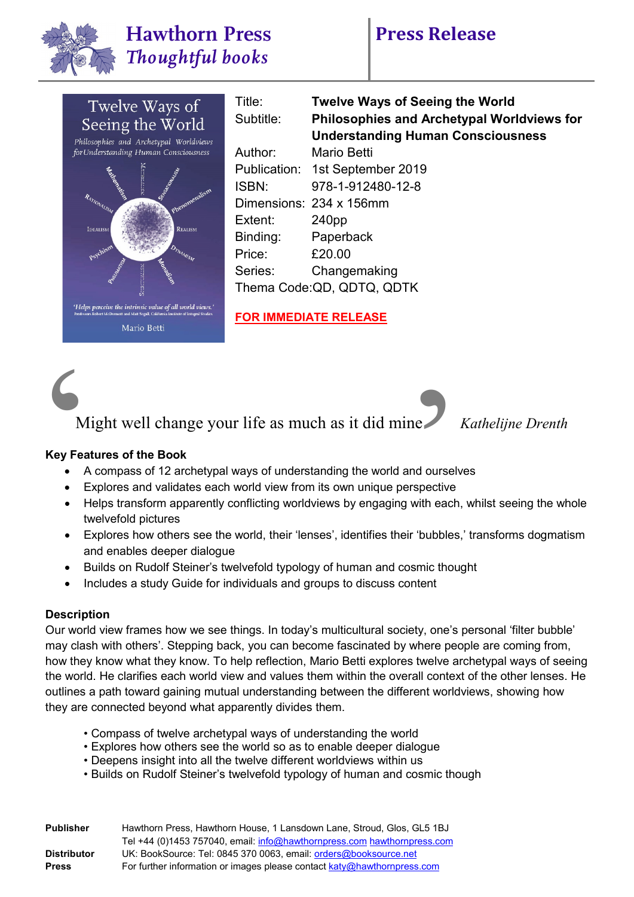# Hawthorn Press
*Thoughtful books*

# Press Release

| | |
|---|---|
| Title: | **Twelve Ways of Seeing the World** |
| Subtitle: | **Philosophies and Archetypal Worldviews for Understanding Human Consciousness** |
| Author: | Mario Betti |
| Publication: | 1st September 2019 |
| ISBN: | 978-1-912480-12-8 |
| Dimensions: | 234 x 156mm |
| Extent: | 240pp |
| Binding: | Paperback |
| Price: | £20.00 |
| Series: | Changemaking |
| Thema Code: | QD, QDTQ, QDTK |

**FOR IMMEDIATE RELEASE**

> 'Might well change your life as much as it did mine' *Kathelijne Drenth*

**Key Features of the Book**

- A compass of 12 archetypal ways of understanding the world and ourselves
- Explores and validates each world view from its own unique perspective
- Helps transform apparently conflicting worldviews by engaging with each, whilst seeing the whole twelvefold pictures
- Explores how others see the world, their 'lenses', identifies their 'bubbles,' transforms dogmatism and enables deeper dialogue
- Builds on Rudolf Steiner's twelvefold typology of human and cosmic thought
- Includes a study Guide for individuals and groups to discuss content

**Description**

Our world view frames how we see things. In today's multicultural society, one's personal 'filter bubble' may clash with others'. Stepping back, you can become fascinated by where people are coming from, how they know what they know. To help reflection, Mario Betti explores twelve archetypal ways of seeing the world. He clarifies each world view and values them within the overall context of the other lenses. He outlines a path toward gaining mutual understanding between the different worldviews, showing how they are connected beyond what apparently divides them.

- Compass of twelve archetypal ways of understanding the world
- Explores how others see the world so as to enable deeper dialogue
- Deepens insight into all the twelve different worldviews within us
- Builds on Rudolf Steiner's twelvefold typology of human and cosmic though

| | |
|---|---|
| **Publisher** | Hawthorn Press, Hawthorn House, 1 Lansdown Lane, Stroud, Glos, GL5 1BJ<br>Tel +44 (0)1453 757040, email: info@hawthornpress.com hawthornpress.com |
| **Distributor** | UK: BookSource: Tel: 0845 370 0063, email: orders@booksource.net |
| **Press** | For further information or images please contact katy@hawthornpress.com |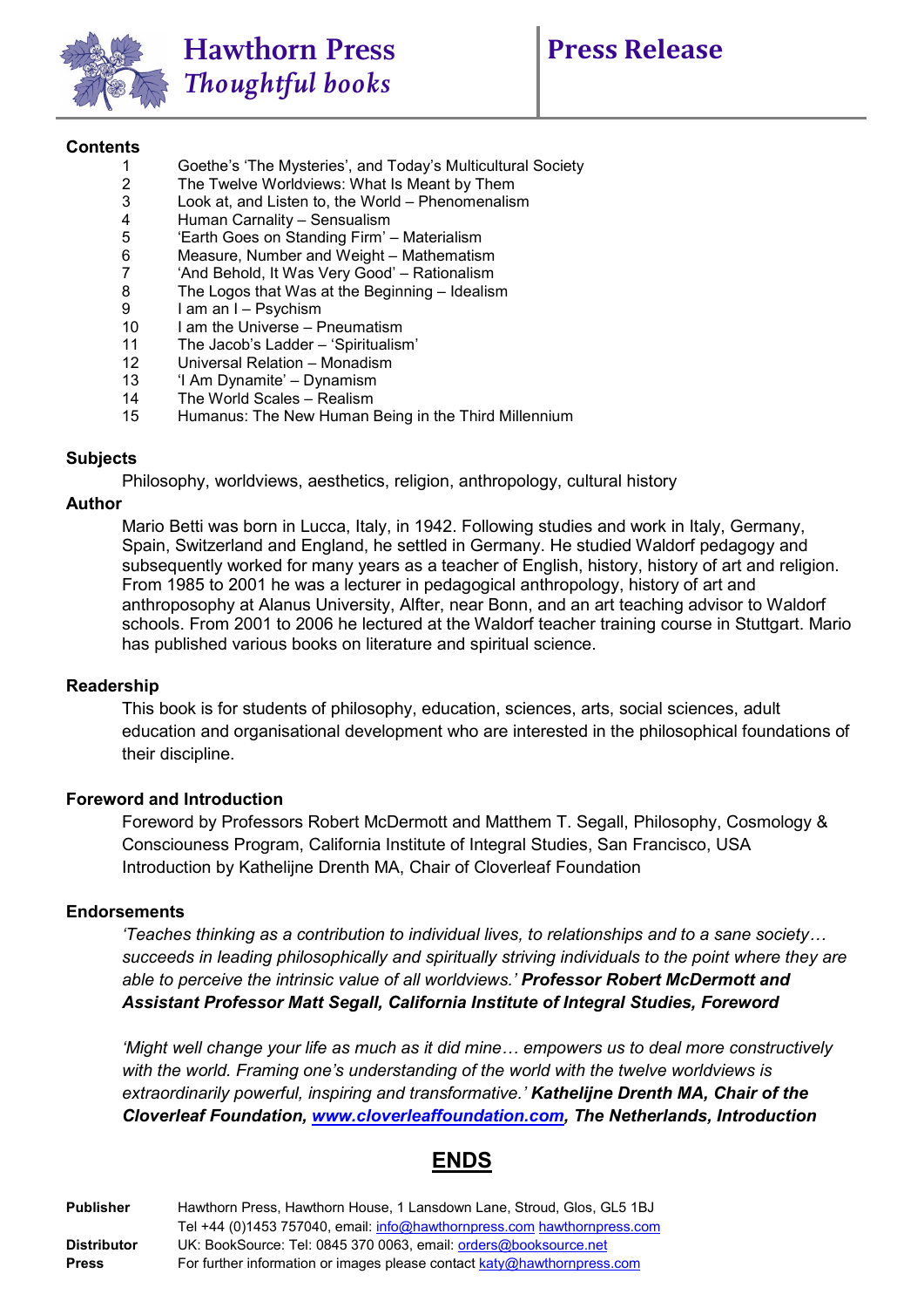Hawthorn Press
*Thoughtful books*

# Press Release

**Contents**

1. Goethe's 'The Mysteries', and Today's Multicultural Society
2. The Twelve Worldviews: What Is Meant by Them
3. Look at, and Listen to, the World – Phenomenalism
4. Human Carnality – Sensualism
5. 'Earth Goes on Standing Firm' – Materialism
6. Measure, Number and Weight – Mathematism
7. 'And Behold, It Was Very Good' – Rationalism
8. The Logos that Was at the Beginning – Idealism
9. I am an I – Psychism
10. I am the Universe – Pneumatism
11. The Jacob's Ladder – 'Spiritualism'
12. Universal Relation – Monadism
13. 'I Am Dynamite' – Dynamism
14. The World Scales – Realism
15. Humanus: The New Human Being in the Third Millennium

**Subjects**

Philosophy, worldviews, aesthetics, religion, anthropology, cultural history

**Author**

Mario Betti was born in Lucca, Italy, in 1942. Following studies and work in Italy, Germany, Spain, Switzerland and England, he settled in Germany. He studied Waldorf pedagogy and subsequently worked for many years as a teacher of English, history, history of art and religion. From 1985 to 2001 he was a lecturer in pedagogical anthropology, history of art and anthroposophy at Alanus University, Alfter, near Bonn, and an art teaching advisor to Waldorf schools. From 2001 to 2006 he lectured at the Waldorf teacher training course in Stuttgart. Mario has published various books on literature and spiritual science.

**Readership**

This book is for students of philosophy, education, sciences, arts, social sciences, adult education and organisational development who are interested in the philosophical foundations of their discipline.

**Foreword and Introduction**

Foreword by Professors Robert McDermott and Matthem T. Segall, Philosophy, Cosmology & Consciouness Program, California Institute of Integral Studies, San Francisco, USA
Introduction by Kathelijne Drenth MA, Chair of Cloverleaf Foundation

**Endorsements**

*'Teaches thinking as a contribution to individual lives, to relationships and to a sane society… succeeds in leading philosophically and spiritually striving individuals to the point where they are able to perceive the intrinsic value of all worldviews.'* ***Professor Robert McDermott and Assistant Professor Matt Segall, California Institute of Integral Studies, Foreword***

*'Might well change your life as much as it did mine… empowers us to deal more constructively with the world. Framing one's understanding of the world with the twelve worldviews is extraordinarily powerful, inspiring and transformative.'* ***Kathelijne Drenth MA, Chair of the Cloverleaf Foundation, www.cloverleaffoundation.com, The Netherlands, Introduction***

**ENDS**

**Publisher** Hawthorn Press, Hawthorn House, 1 Lansdown Lane, Stroud, Glos, GL5 1BJ
Tel +44 (0)1453 757040, email: info@hawthornpress.com hawthornpress.com
**Distributor** UK: BookSource: Tel: 0845 370 0063, email: orders@booksource.net
**Press** For further information or images please contact katy@hawthornpress.com